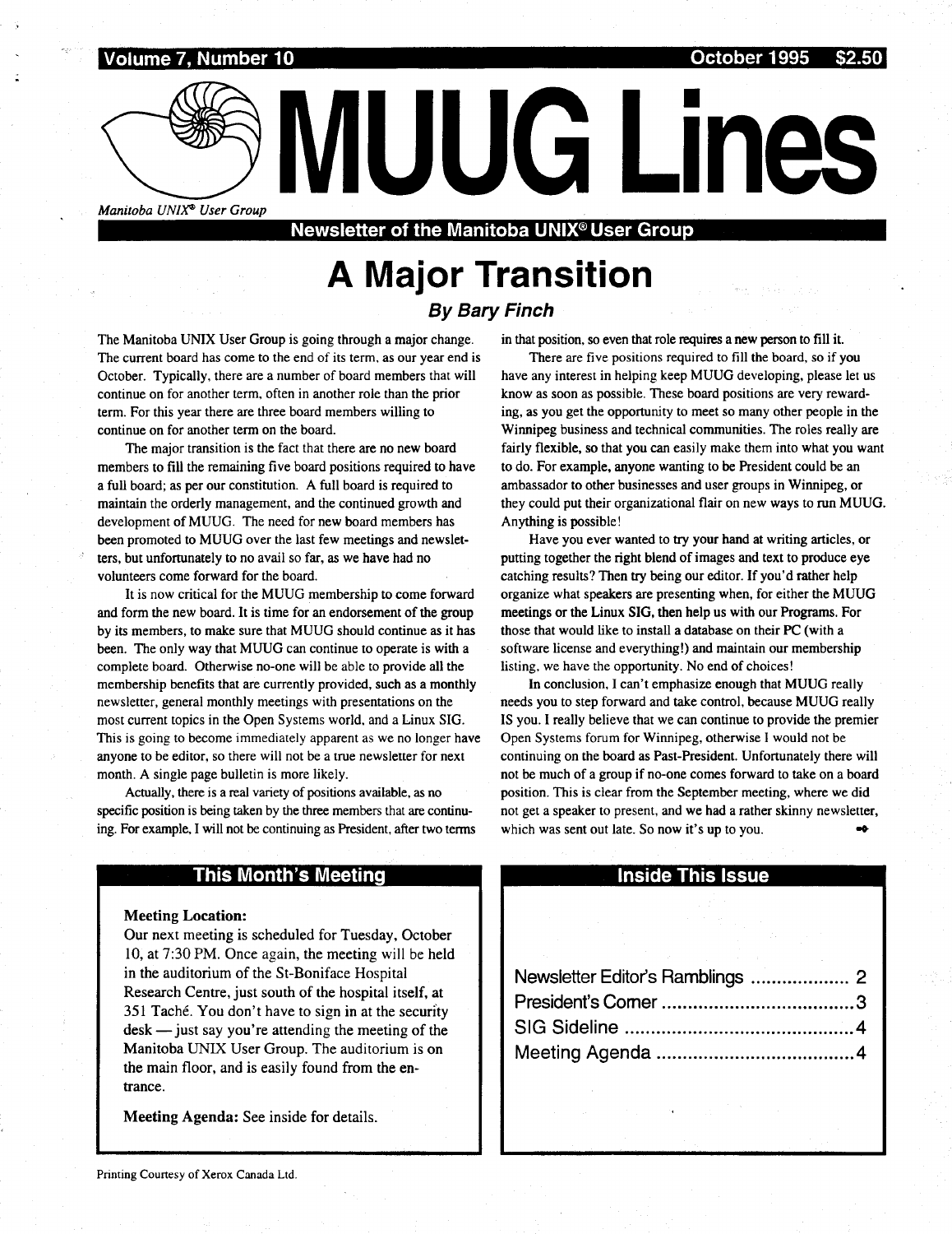Volume 7, Number 10 — October 1995 — $2.50

# MUUG Lines

*Manitoba UNIX® User Group*

**Newsletter of the Manitoba UNIX® User Group**

## A Major Transition

### *By Bary Finch*

The Manitoba UNIX User Group is going through a major change. The current board has come to the end of its term, as our year end is October. Typically, there are a number of board members that will continue on for another term, often in another role than the prior term. For this year there are three board members willing to continue on for another term on the board.

The major transition is the fact that there are no new board members to fill the remaining five board positions required to have a full board; as per our constitution. A full board is required to maintain the orderly management, and the continued growth and development of MUUG. The need for new board members has been promoted to MUUG over the last few meetings and newsletters, but unfortunately to no avail so far, as we have had no volunteers come forward for the board.

It is now critical for the MUUG membership to come forward and form the new board. It is time for an endorsement of the group by its members, to make sure that MUUG should continue as it has been. The only way that MUUG can continue to operate is with a complete board. Otherwise no-one will be able to provide all the membership benefits that are currently provided, such as a monthly newsletter, general monthly meetings with presentations on the most current topics in the Open Systems world, and a Linux SIG. This is going to become immediately apparent as we no longer have anyone to be editor, so there will not be a true newsletter for next month. A single page bulletin is more likely.

Actually, there is a real variety of positions available, as no specific position is being taken by the three members that are continuing. For example, I will not be continuing as President, after two terms in that position, so even that role requires a new person to fill it.

There are five positions required to fill the board, so if you have any interest in helping keep MUUG developing, please let us know as soon as possible. These board positions are very rewarding, as you get the opportunity to meet so many other people in the Winnipeg business and technical communities. The roles really are fairly flexible, so that you can easily make them into what you want to do. For example, anyone wanting to be President could be an ambassador to other businesses and user groups in Winnipeg, or they could put their organizational flair on new ways to run MUUG. Anything is possible!

Have you ever wanted to try your hand at writing articles, or putting together the right blend of images and text to produce eye catching results? Then try being our editor. If you'd rather help organize what speakers are presenting when, for either the MUUG meetings or the Linux SIG, then help us with our Programs. For those that would like to install a database on their PC (with a software license and everything!) and maintain our membership listing, we have the opportunity. No end of choices!

In conclusion, I can't emphasize enough that MUUG really needs you to step forward and take control, because MUUG really IS you. I really believe that we can continue to provide the premier Open Systems forum for Winnipeg, otherwise I would not be continuing on the board as Past-President. Unfortunately there will not be much of a group if no-one comes forward to take on a board position. This is clear from the September meeting, where we did not get a speaker to present, and we had a rather skinny newsletter, which was sent out late. So now it's up to you.

## This Month's Meeting

**Meeting Location:**
Our next meeting is scheduled for Tuesday, October 10, at 7:30 PM. Once again, the meeting will be held in the auditorium of the St-Boniface Hospital Research Centre, just south of the hospital itself, at 351 Taché. You don't have to sign in at the security desk — just say you're attending the meeting of the Manitoba UNIX User Group. The auditorium is on the main floor, and is easily found from the entrance.

**Meeting Agenda:** See inside for details.

## Inside This Issue

- Newsletter Editor's Ramblings .................. 2
- President's Corner .................. 3
- SIG Sideline .................. 4
- Meeting Agenda .................. 4

Printing Courtesy of Xerox Canada Ltd.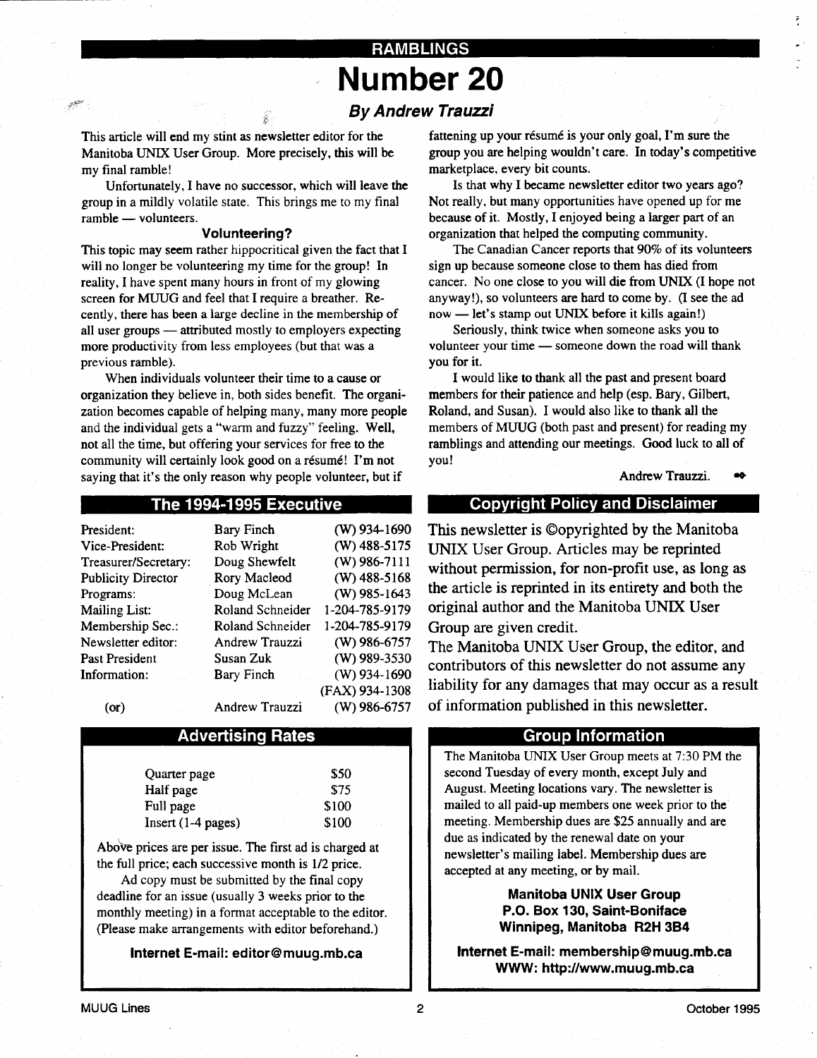RAMBLINGS

# Number 20

### *By Andrew Trauzzi*

This article will end my stint as newsletter editor for the Manitoba UNIX User Group. More precisely, this will be my final ramble!

Unfortunately, I have no successor, which will leave the group in a mildly volatile state. This brings me to my final ramble — volunteers.

**Volunteering?**

This topic may seem rather hippocritical given the fact that I will no longer be volunteering my time for the group! In reality, I have spent many hours in front of my glowing screen for MUUG and feel that I require a breather. Recently, there has been a large decline in the membership of all user groups — attributed mostly to employers expecting more productivity from less employees (but that was a previous ramble).

When individuals volunteer their time to a cause or organization they believe in, both sides benefit. The organization becomes capable of helping many, many more people and the individual gets a "warm and fuzzy" feeling. Well, not all the time, but offering your services for free to the community will certainly look good on a résumé! I'm not saying that it's the only reason why people volunteer, but if fattening up your résumé is your only goal, I'm sure the group you are helping wouldn't care. In today's competitive marketplace, every bit counts.

Is that why I became newsletter editor two years ago? Not really, but many opportunities have opened up for me because of it. Mostly, I enjoyed being a larger part of an organization that helped the computing community.

The Canadian Cancer reports that 90% of its volunteers sign up because someone close to them has died from cancer. No one close to you will die from UNIX (I hope not anyway!), so volunteers are hard to come by. (I see the ad now — let's stamp out UNIX before it kills again!)

Seriously, think twice when someone asks you to volunteer your time — someone down the road will thank you for it.

I would like to thank all the past and present board members for their patience and help (esp. Bary, Gilbert, Roland, and Susan). I would also like to thank all the members of MUUG (both past and present) for reading my ramblings and attending our meetings. Good luck to all of you!

Andrew Trauzzi.

## The 1994-1995 Executive

| | | |
|---|---|---|
| President: | Bary Finch | (W) 934-1690 |
| Vice-President: | Rob Wright | (W) 488-5175 |
| Treasurer/Secretary: | Doug Shewfelt | (W) 986-7111 |
| Publicity Director | Rory Macleod | (W) 488-5168 |
| Programs: | Doug McLean | (W) 985-1643 |
| Mailing List: | Roland Schneider | 1-204-785-9179 |
| Membership Sec.: | Roland Schneider | 1-204-785-9179 |
| Newsletter editor: | Andrew Trauzzi | (W) 986-6757 |
| Past President | Susan Zuk | (W) 989-3530 |
| Information: | Bary Finch | (W) 934-1690 |
| | | (FAX) 934-1308 |
| (or) | Andrew Trauzzi | (W) 986-6757 |

## Copyright Policy and Disclaimer

This newsletter is ©opyrighted by the Manitoba UNIX User Group. Articles may be reprinted without permission, for non-profit use, as long as the article is reprinted in its entirety and both the original author and the Manitoba UNIX User Group are given credit.

The Manitoba UNIX User Group, the editor, and contributors of this newsletter do not assume any liability for any damages that may occur as a result of information published in this newsletter.

## Advertising Rates

| | |
|---|---|
| Quarter page | $50 |
| Half page | $75 |
| Full page | $100 |
| Insert (1-4 pages) | $100 |

Above prices are per issue. The first ad is charged at the full price; each successive month is 1/2 price.

Ad copy must be submitted by the final copy deadline for an issue (usually 3 weeks prior to the monthly meeting) in a format acceptable to the editor. (Please make arrangements with editor beforehand.)

**Internet E-mail: editor@muug.mb.ca**

## Group Information

The Manitoba UNIX User Group meets at 7:30 PM the second Tuesday of every month, except July and August. Meeting locations vary. The newsletter is mailed to all paid-up members one week prior to the meeting. Membership dues are $25 annually and are due as indicated by the renewal date on your newsletter's mailing label. Membership dues are accepted at any meeting, or by mail.

**Manitoba UNIX User Group**
**P.O. Box 130, Saint-Boniface**
**Winnipeg, Manitoba R2H 3B4**

**Internet E-mail: membership@muug.mb.ca**
**WWW: http://www.muug.mb.ca**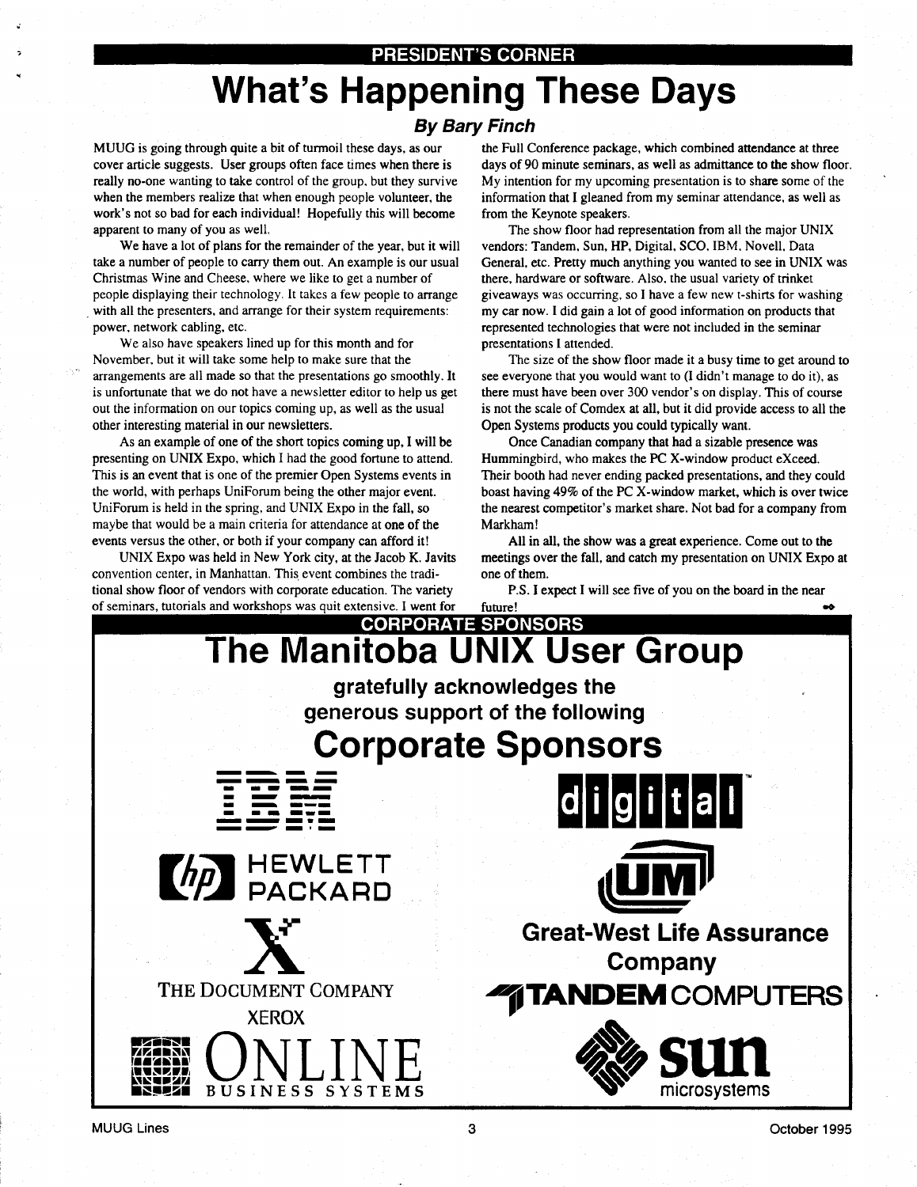PRESIDENT'S CORNER

# What's Happening These Days

### *By Bary Finch*

MUUG is going through quite a bit of turmoil these days, as our cover article suggests. User groups often face times when there is really no-one wanting to take control of the group, but they survive when the members realize that when enough people volunteer, the work's not so bad for each individual! Hopefully this will become apparent to many of you as well.

We have a lot of plans for the remainder of the year, but it will take a number of people to carry them out. An example is our usual Christmas Wine and Cheese, where we like to get a number of people displaying their technology. It takes a few people to arrange with all the presenters, and arrange for their system requirements: power, network cabling, etc.

We also have speakers lined up for this month and for November, but it will take some help to make sure that the arrangements are all made so that the presentations go smoothly. It is unfortunate that we do not have a newsletter editor to help us get out the information on our topics coming up, as well as the usual other interesting material in our newsletters.

As an example of one of the short topics coming up, I will be presenting on UNIX Expo, which I had the good fortune to attend. This is an event that is one of the premier Open Systems events in the world, with perhaps UniForum being the other major event. UniForum is held in the spring, and UNIX Expo in the fall, so maybe that would be a main criteria for attendance at one of the events versus the other, or both if your company can afford it!

UNIX Expo was held in New York city, at the Jacob K. Javits convention center, in Manhattan. This event combines the traditional show floor of vendors with corporate education. The variety of seminars, tutorials and workshops was quit extensive. I went for the Full Conference package, which combined attendance at three days of 90 minute seminars, as well as admittance to the show floor. My intention for my upcoming presentation is to share some of the information that I gleaned from my seminar attendance, as well as from the Keynote speakers.

The show floor had representation from all the major UNIX vendors: Tandem, Sun, HP, Digital, SCO, IBM, Novell, Data General, etc. Pretty much anything you wanted to see in UNIX was there, hardware or software. Also, the usual variety of trinket giveaways was occurring, so I have a few new t-shirts for washing my car now. I did gain a lot of good information on products that represented technologies that were not included in the seminar presentations I attended.

The size of the show floor made it a busy time to get around to see everyone that you would want to (I didn't manage to do it), as there must have been over 300 vendor's on display. This of course is not the scale of Comdex at all, but it did provide access to all the Open Systems products you could typically want.

Once Canadian company that had a sizable presence was Hummingbird, who makes the PC X-window product eXceed. Their booth had never ending packed presentations, and they could boast having 49% of the PC X-window market, which is over twice the nearest competitor's market share. Not bad for a company from Markham!

All in all, the show was a great experience. Come out to the meetings over the fall, and catch my presentation on UNIX Expo at one of them.

P.S. I expect I will see five of you on the board in the near future!

CORPORATE SPONSORS

# The Manitoba UNIX User Group

## gratefully acknowledges the generous support of the following

# Corporate Sponsors

IBM

digital

HEWLETT PACKARD

UM

Great-West Life Assurance Company

XEROX — THE DOCUMENT COMPANY

TANDEM COMPUTERS

ONLINE BUSINESS SYSTEMS

sun microsystems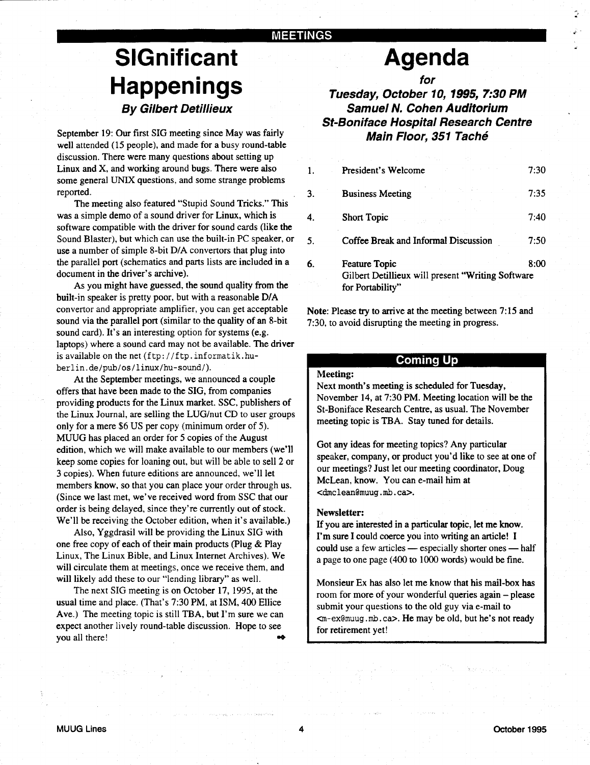MEETINGS

# SIGnificant Happenings

### *By Gilbert Detillieux*

September 19: Our first SIG meeting since May was fairly well attended (15 people), and made for a busy round-table discussion. There were many questions about setting up Linux and X, and working around bugs. There were also some general UNIX questions, and some strange problems reported.

The meeting also featured "Stupid Sound Tricks." This was a simple demo of a sound driver for Linux, which is software compatible with the driver for sound cards (like the Sound Blaster), but which can use the built-in PC speaker, or use a number of simple 8-bit D/A convertors that plug into the parallel port (schematics and parts lists are included in a document in the driver's archive).

As you might have guessed, the sound quality from the built-in speaker is pretty poor, but with a reasonable D/A convertor and appropriate amplifier, you can get acceptable sound via the parallel port (similar to the quality of an 8-bit sound card). It's an interesting option for systems (e.g. laptops) where a sound card may not be available. The driver is available on the net (`ftp://ftp.informatik.hu-berlin.de/pub/os/linux/hu-sound/`).

At the September meetings, we announced a couple offers that have been made to the SIG, from companies providing products for the Linux market. SSC, publishers of the Linux Journal, are selling the LUG/nut CD to user groups only for a mere $6 US per copy (minimum order of 5). MUUG has placed an order for 5 copies of the August edition, which we will make available to our members (we'll keep some copies for loaning out, but will be able to sell 2 or 3 copies). When future editions are announced, we'll let members know, so that you can place your order through us. (Since we last met, we've received word from SSC that our order is being delayed, since they're currently out of stock. We'll be receiving the October edition, when it's available.)

Also, Yggdrasil will be providing the Linux SIG with one free copy of each of their main products (Plug & Play Linux, The Linux Bible, and Linux Internet Archives). We will circulate them at meetings, once we receive them, and will likely add these to our "lending library" as well.

The next SIG meeting is on October 17, 1995, at the usual time and place. (That's 7:30 PM, at ISM, 400 Ellice Ave.) The meeting topic is still TBA, but I'm sure we can expect another lively round-table discussion. Hope to see you all there!

# Agenda

### *for*
### *Tuesday, October 10, 1995, 7:30 PM*
### *Samuel N. Cohen Auditorium*
### *St-Boniface Hospital Research Centre*
### *Main Floor, 351 Taché*

| | | |
|---|---|---|
| 1. | President's Welcome | 7:30 |
| 3. | Business Meeting | 7:35 |
| 4. | Short Topic | 7:40 |
| 5. | Coffee Break and Informal Discussion | 7:50 |
| 6. | Feature Topic<br>Gilbert Detillieux will present "Writing Software for Portability" | 8:00 |

**Note**: Please try to arrive at the meeting between 7:15 and 7:30, to avoid disrupting the meeting in progress.

## Coming Up

**Meeting:**
Next month's meeting is scheduled for Tuesday, November 14, at 7:30 PM. Meeting location will be the St-Boniface Research Centre, as usual. The November meeting topic is TBA. Stay tuned for details.

Got any ideas for meeting topics? Any particular speaker, company, or product you'd like to see at one of our meetings? Just let our meeting coordinator, Doug McLean, know. You can e-mail him at `<dmclean@muug.mb.ca>`.

**Newsletter:**
If you are interested in a particular topic, let me know. I'm sure I could coerce you into writing an article! I could use a few articles — especially shorter ones — half a page to one page (400 to 1000 words) would be fine.

Monsieur Ex has also let me know that his mail-box has room for more of your wonderful queries again – please submit your questions to the old guy via e-mail to `<m-ex@muug.mb.ca>`. He may be old, but he's not ready for retirement yet!